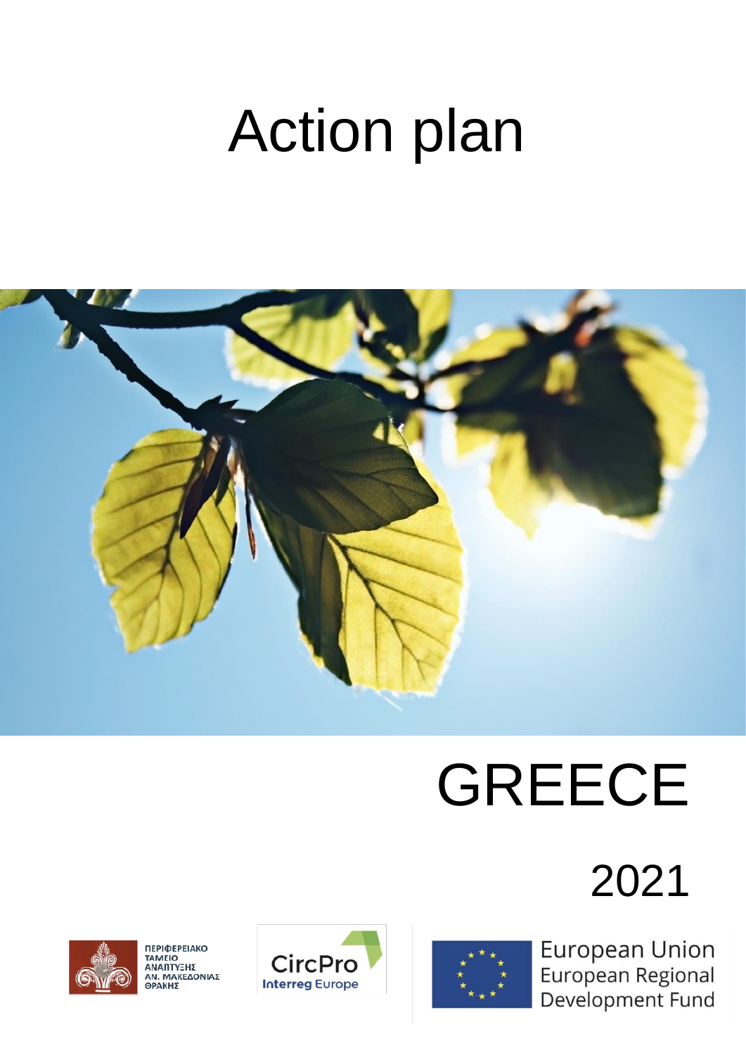# Action plan

# GREECE

2021

ΠΕΡΙΦΕΡΕΙΑΚΟ ΤΑΜΕΙΟ ΑΝΑΠΤΥΞΗΣ ΑΝ. ΜΑΚΕΔΟΝΙΑΣ ΘΡΑΚΗΣ

CircPro Interreg Europe

European Union European Regional Development Fund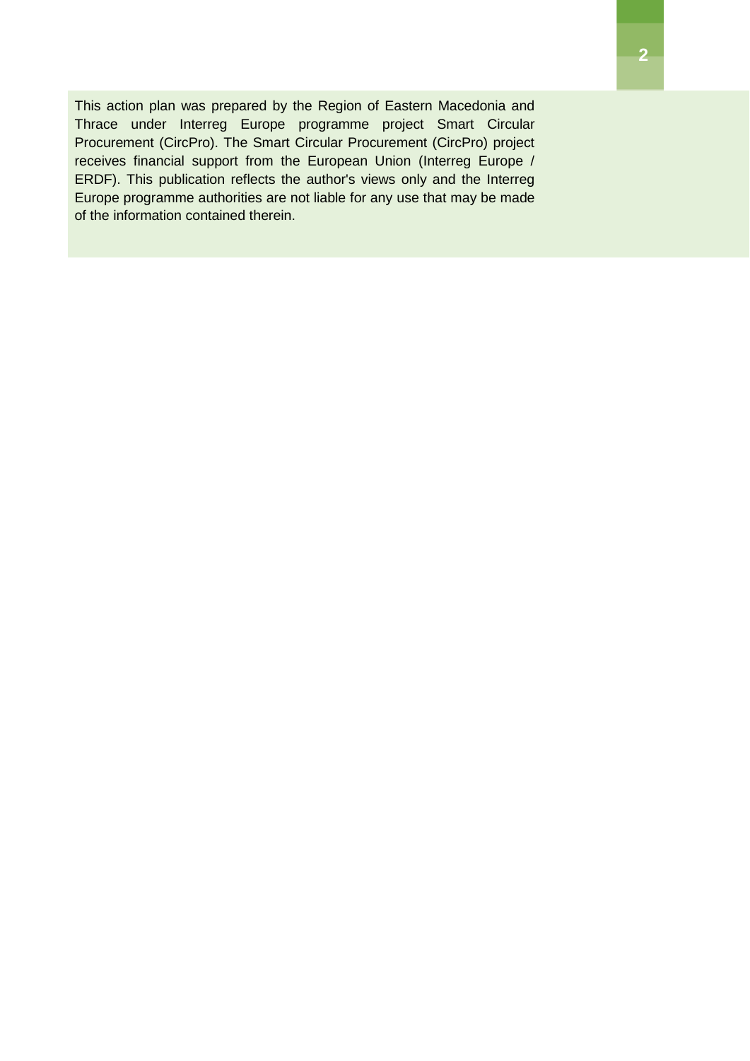This action plan was prepared by the Region of Eastern Macedonia and Thrace under Interreg Europe programme project Smart Circular Procurement (CircPro). The Smart Circular Procurement (CircPro) project receives financial support from the European Union (Interreg Europe / ERDF). This publication reflects the author's views only and the Interreg Europe programme authorities are not liable for any use that may be made of the information contained therein.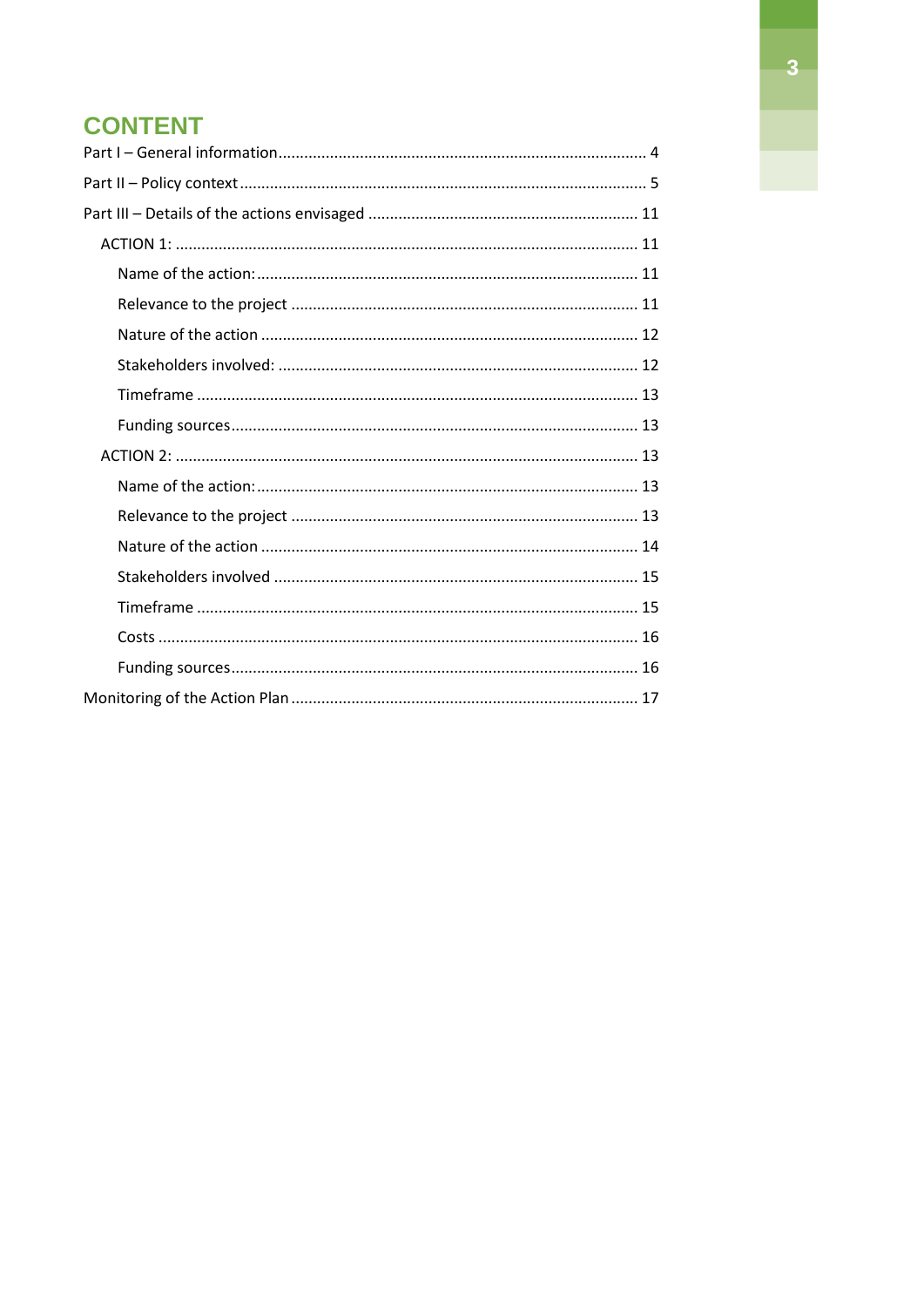# CONTENT

- Part I – General information ..... 4
- Part II – Policy context ..... 5
- Part III – Details of the actions envisaged ..... 11
  - ACTION 1: ..... 11
    - Name of the action: ..... 11
    - Relevance to the project ..... 11
    - Nature of the action ..... 12
    - Stakeholders involved: ..... 12
    - Timeframe ..... 13
    - Funding sources ..... 13
  - ACTION 2: ..... 13
    - Name of the action: ..... 13
    - Relevance to the project ..... 13
    - Nature of the action ..... 14
    - Stakeholders involved ..... 15
    - Timeframe ..... 15
    - Costs ..... 16
    - Funding sources ..... 16
- Monitoring of the Action Plan ..... 17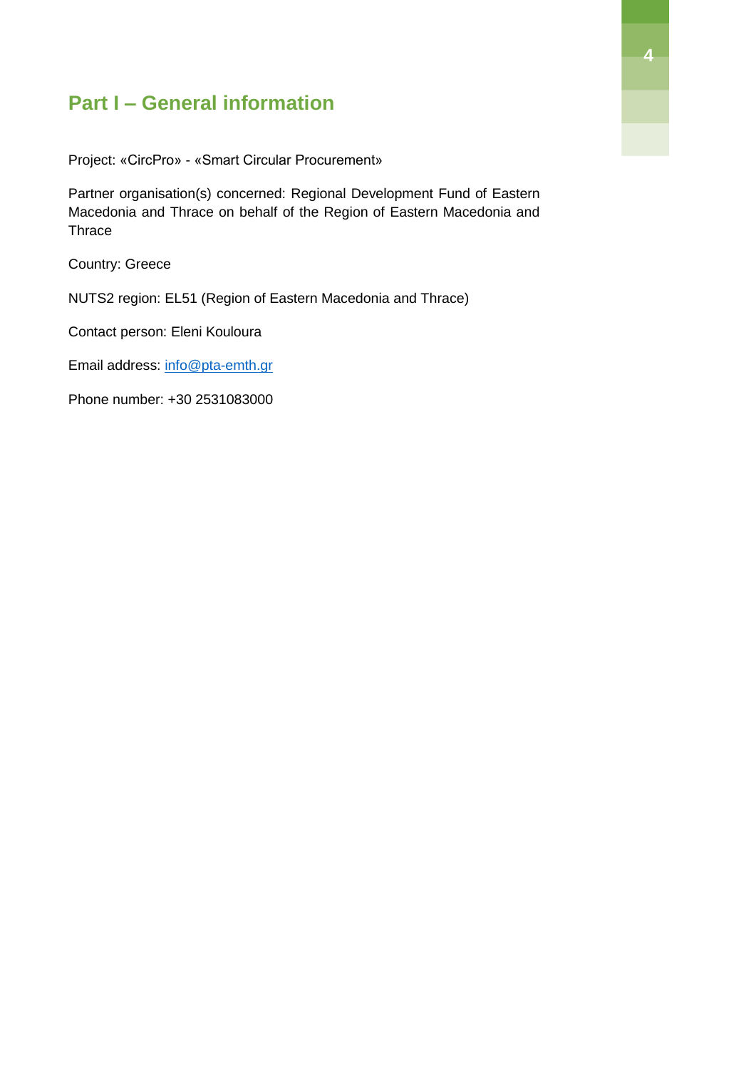# Part I – General information

Project: «CircPro» - «Smart Circular Procurement»

Partner organisation(s) concerned: Regional Development Fund of Eastern Macedonia and Thrace on behalf of the Region of Eastern Macedonia and Thrace

Country: Greece

NUTS2 region: EL51 (Region of Eastern Macedonia and Thrace)

Contact person: Eleni Kouloura

Email address: info@pta-emth.gr

Phone number: +30 2531083000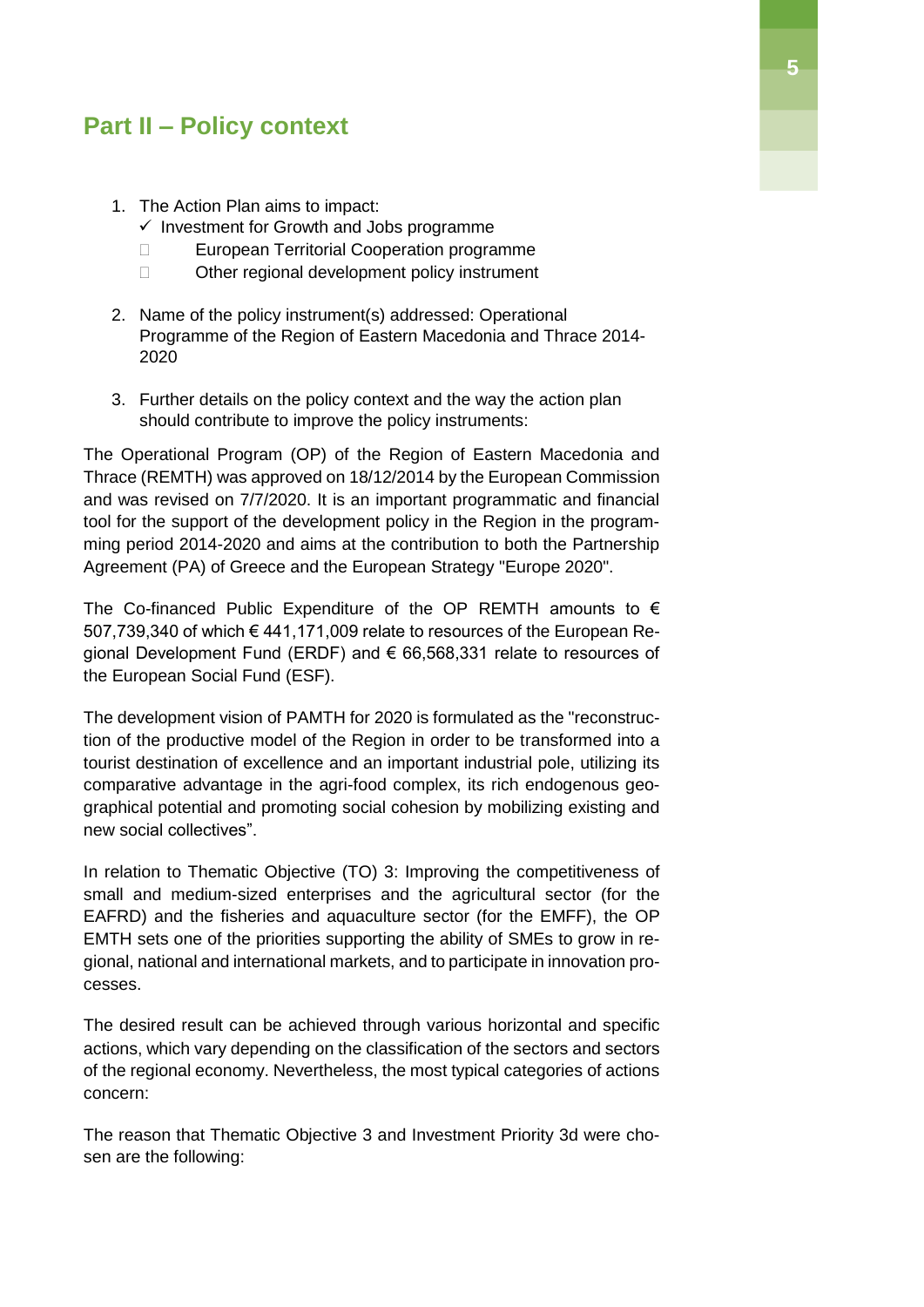## Part II – Policy context

1. The Action Plan aims to impact:
   - ✓ Investment for Growth and Jobs programme
   - ☐ European Territorial Cooperation programme
   - ☐ Other regional development policy instrument

2. Name of the policy instrument(s) addressed: Operational Programme of the Region of Eastern Macedonia and Thrace 2014-2020

3. Further details on the policy context and the way the action plan should contribute to improve the policy instruments:

The Operational Program (OP) of the Region of Eastern Macedonia and Thrace (REMTH) was approved on 18/12/2014 by the European Commission and was revised on 7/7/2020. It is an important programmatic and financial tool for the support of the development policy in the Region in the programming period 2014-2020 and aims at the contribution to both the Partnership Agreement (PA) of Greece and the European Strategy "Europe 2020".

The Co-financed Public Expenditure of the OP REMTH amounts to € 507,739,340 of which € 441,171,009 relate to resources of the European Regional Development Fund (ERDF) and € 66,568,331 relate to resources of the European Social Fund (ESF).

The development vision of PAMTH for 2020 is formulated as the "reconstruction of the productive model of the Region in order to be transformed into a tourist destination of excellence and an important industrial pole, utilizing its comparative advantage in the agri-food complex, its rich endogenous geographical potential and promoting social cohesion by mobilizing existing and new social collectives".

In relation to Thematic Objective (TO) 3: Improving the competitiveness of small and medium-sized enterprises and the agricultural sector (for the EAFRD) and the fisheries and aquaculture sector (for the EMFF), the OP EMTH sets one of the priorities supporting the ability of SMEs to grow in regional, national and international markets, and to participate in innovation processes.

The desired result can be achieved through various horizontal and specific actions, which vary depending on the classification of the sectors and sectors of the regional economy. Nevertheless, the most typical categories of actions concern:

The reason that Thematic Objective 3 and Investment Priority 3d were chosen are the following: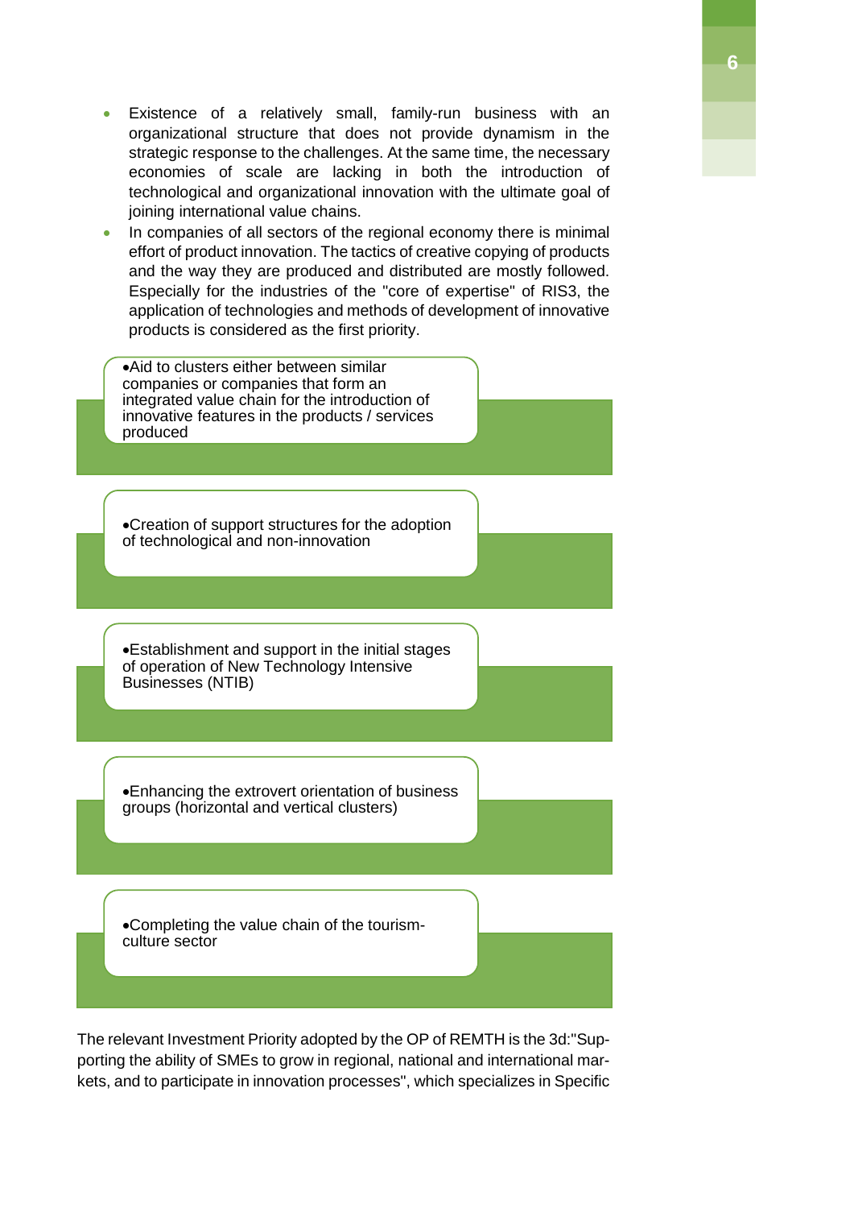- Existence of a relatively small, family-run business with an organizational structure that does not provide dynamism in the strategic response to the challenges. At the same time, the necessary economies of scale are lacking in both the introduction of technological and organizational innovation with the ultimate goal of joining international value chains.
- In companies of all sectors of the regional economy there is minimal effort of product innovation. The tactics of creative copying of products and the way they are produced and distributed are mostly followed. Especially for the industries of the "core of expertise" of RIS3, the application of technologies and methods of development of innovative products is considered as the first priority.

- Aid to clusters either between similar companies or companies that form an integrated value chain for the introduction of innovative features in the products / services produced

- Creation of support structures for the adoption of technological and non-innovation

- Establishment and support in the initial stages of operation of New Technology Intensive Businesses (NTIB)

- Enhancing the extrovert orientation of business groups (horizontal and vertical clusters)

- Completing the value chain of the tourism-culture sector

The relevant Investment Priority adopted by the OP of REMTH is the 3d:"Supporting the ability of SMEs to grow in regional, national and international markets, and to participate in innovation processes", which specializes in Specific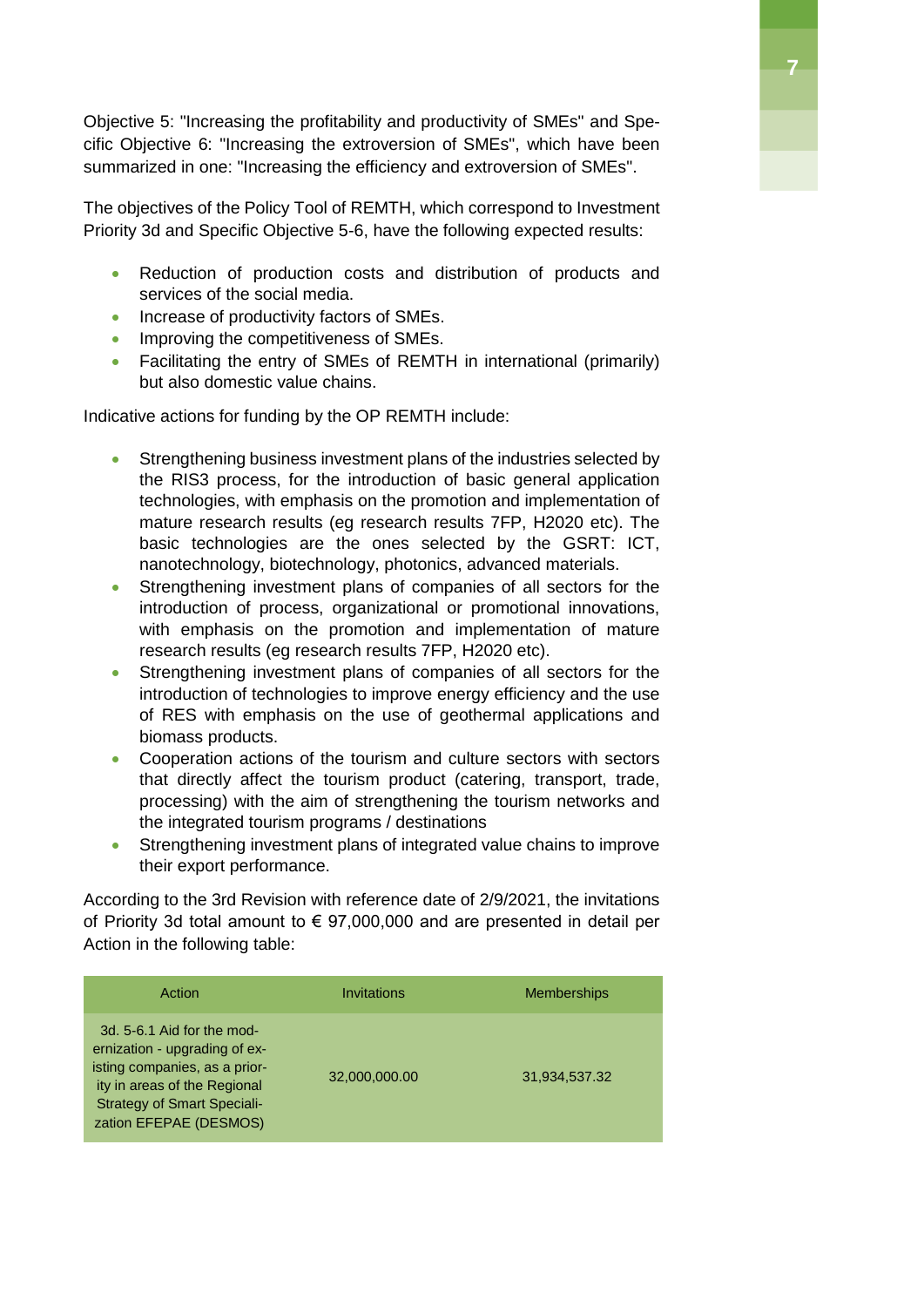Objective 5: "Increasing the profitability and productivity of SMEs" and Specific Objective 6: "Increasing the extroversion of SMEs", which have been summarized in one: "Increasing the efficiency and extroversion of SMEs".

The objectives of the Policy Tool of REMTH, which correspond to Investment Priority 3d and Specific Objective 5-6, have the following expected results:

- Reduction of production costs and distribution of products and services of the social media.
- Increase of productivity factors of SMEs.
- Improving the competitiveness of SMEs.
- Facilitating the entry of SMEs of REMTH in international (primarily) but also domestic value chains.

Indicative actions for funding by the OP REMTH include:

- Strengthening business investment plans of the industries selected by the RIS3 process, for the introduction of basic general application technologies, with emphasis on the promotion and implementation of mature research results (eg research results 7FP, H2020 etc). The basic technologies are the ones selected by the GSRT: ICT, nanotechnology, biotechnology, photonics, advanced materials.
- Strengthening investment plans of companies of all sectors for the introduction of process, organizational or promotional innovations, with emphasis on the promotion and implementation of mature research results (eg research results 7FP, H2020 etc).
- Strengthening investment plans of companies of all sectors for the introduction of technologies to improve energy efficiency and the use of RES with emphasis on the use of geothermal applications and biomass products.
- Cooperation actions of the tourism and culture sectors with sectors that directly affect the tourism product (catering, transport, trade, processing) with the aim of strengthening the tourism networks and the integrated tourism programs / destinations
- Strengthening investment plans of integrated value chains to improve their export performance.

According to the 3rd Revision with reference date of 2/9/2021, the invitations of Priority 3d total amount to € 97,000,000 and are presented in detail per Action in the following table:

| Action | Invitations | Memberships |
|---|---|---|
| 3d. 5-6.1 Aid for the modernization - upgrading of existing companies, as a priority in areas of the Regional Strategy of Smart Specialization EFEPAE (DESMOS) | 32,000,000.00 | 31,934,537.32 |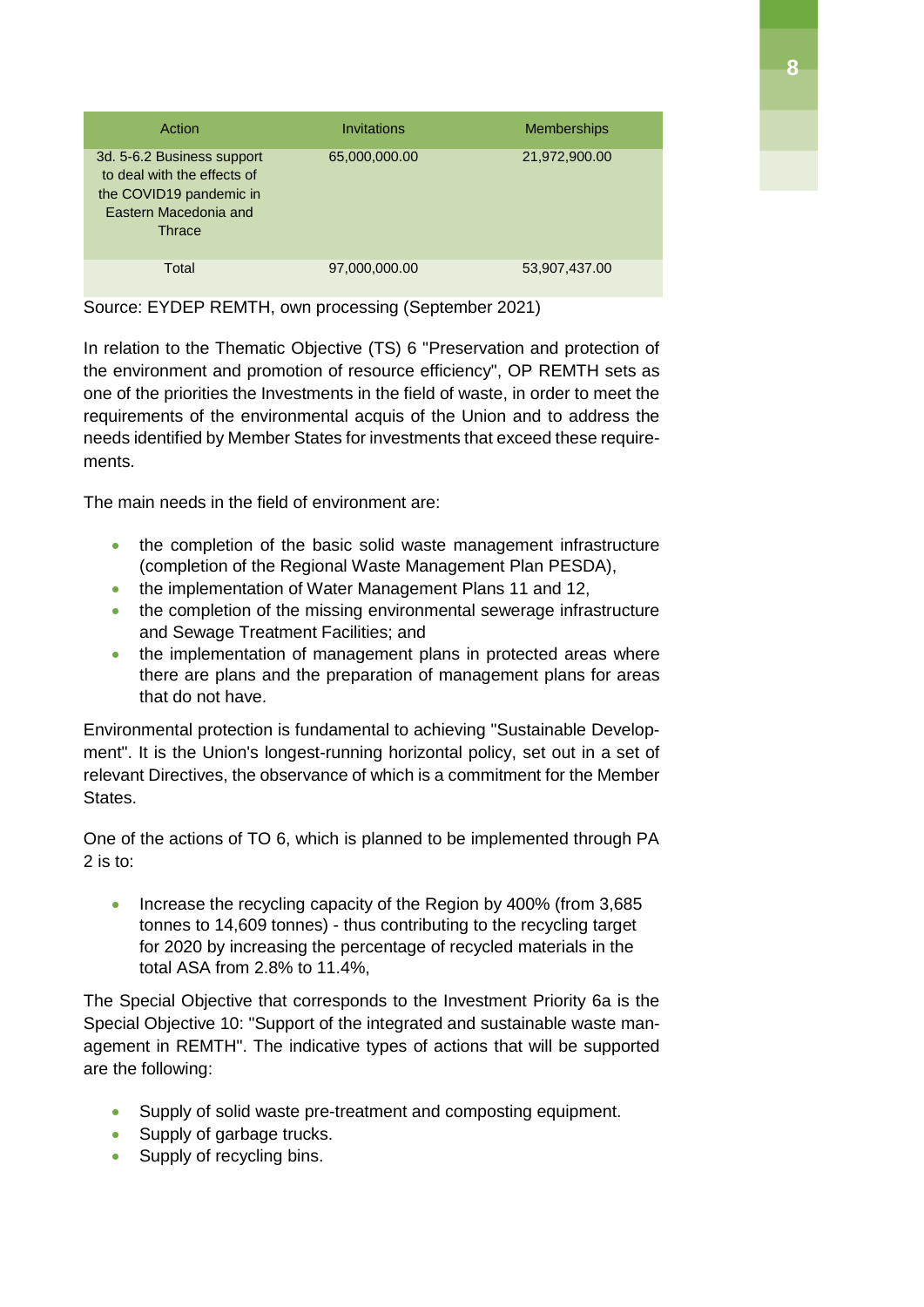| Action | Invitations | Memberships |
| --- | --- | --- |
| 3d. 5-6.2 Business support to deal with the effects of the COVID19 pandemic in Eastern Macedonia and Thrace | 65,000,000.00 | 21,972,900.00 |
| Total | 97,000,000.00 | 53,907,437.00 |

Source: EYDEP REMTH, own processing (September 2021)

In relation to the Thematic Objective (TS) 6 "Preservation and protection of the environment and promotion of resource efficiency", OP REMTH sets as one of the priorities the Investments in the field of waste, in order to meet the requirements of the environmental acquis of the Union and to address the needs identified by Member States for investments that exceed these requirements.

The main needs in the field of environment are:

- the completion of the basic solid waste management infrastructure (completion of the Regional Waste Management Plan PESDA),
- the implementation of Water Management Plans 11 and 12,
- the completion of the missing environmental sewerage infrastructure and Sewage Treatment Facilities; and
- the implementation of management plans in protected areas where there are plans and the preparation of management plans for areas that do not have.

Environmental protection is fundamental to achieving "Sustainable Development". It is the Union's longest-running horizontal policy, set out in a set of relevant Directives, the observance of which is a commitment for the Member States.

One of the actions of TO 6, which is planned to be implemented through PA 2 is to:

- Increase the recycling capacity of the Region by 400% (from 3,685 tonnes to 14,609 tonnes) - thus contributing to the recycling target for 2020 by increasing the percentage of recycled materials in the total ASA from 2.8% to 11.4%,

The Special Objective that corresponds to the Investment Priority 6a is the Special Objective 10: "Support of the integrated and sustainable waste management in REMTH". The indicative types of actions that will be supported are the following:

- Supply of solid waste pre-treatment and composting equipment.
- Supply of garbage trucks.
- Supply of recycling bins.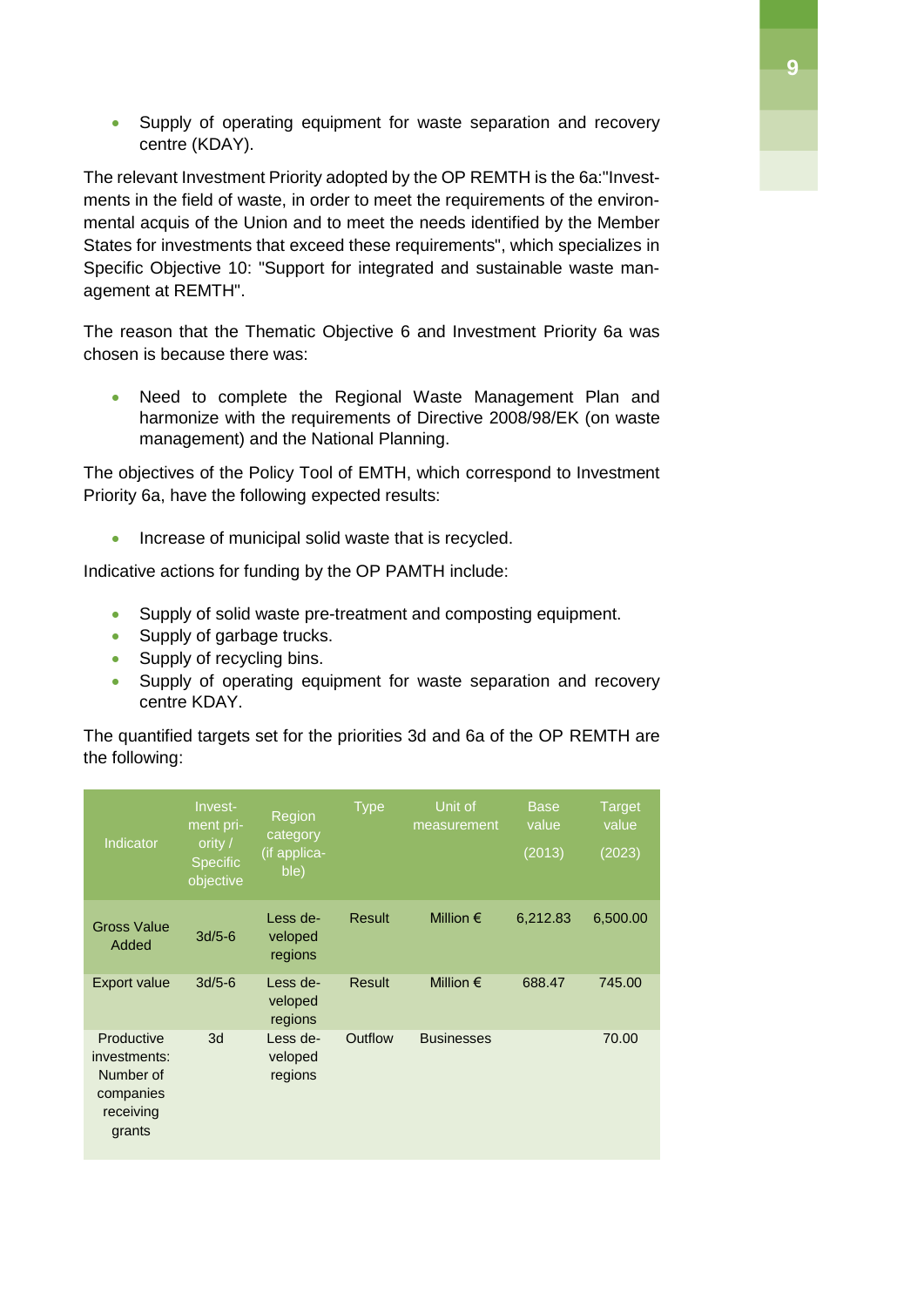- Supply of operating equipment for waste separation and recovery centre (KDAY).

The relevant Investment Priority adopted by the OP REMTH is the 6a:"Investments in the field of waste, in order to meet the requirements of the environmental acquis of the Union and to meet the needs identified by the Member States for investments that exceed these requirements", which specializes in Specific Objective 10: "Support for integrated and sustainable waste management at REMTH".

The reason that the Thematic Objective 6 and Investment Priority 6a was chosen is because there was:

- Need to complete the Regional Waste Management Plan and harmonize with the requirements of Directive 2008/98/EK (on waste management) and the National Planning.

The objectives of the Policy Tool of EMTH, which correspond to Investment Priority 6a, have the following expected results:

- Increase of municipal solid waste that is recycled.

Indicative actions for funding by the OP PAMTH include:

- Supply of solid waste pre-treatment and composting equipment.
- Supply of garbage trucks.
- Supply of recycling bins.
- Supply of operating equipment for waste separation and recovery centre KDAY.

The quantified targets set for the priorities 3d and 6a of the OP REMTH are the following:

| Indicator | Investment priority / Specific objective | Region category (if applicable) | Type | Unit of measurement | Base value (2013) | Target value (2023) |
|---|---|---|---|---|---|---|
| Gross Value Added | 3d/5-6 | Less developed regions | Result | Million € | 6,212.83 | 6,500.00 |
| Export value | 3d/5-6 | Less developed regions | Result | Million € | 688.47 | 745.00 |
| Productive investments: Number of companies receiving grants | 3d | Less developed regions | Outflow | Businesses | | 70.00 |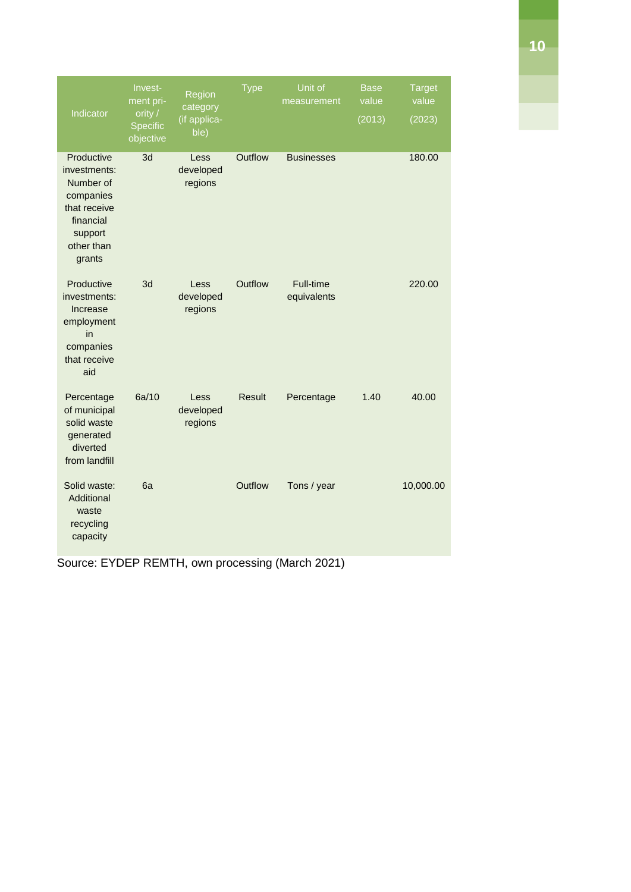| Indicator | Investment priority / Specific objective | Region category (if applicable) | Type | Unit of measurement | Base value (2013) | Target value (2023) |
|---|---|---|---|---|---|---|
| Productive investments: Number of companies that receive financial support other than grants | 3d | Less developed regions | Outflow | Businesses | | 180.00 |
| Productive investments: Increase employment in companies that receive aid | 3d | Less developed regions | Outflow | Full-time equivalents | | 220.00 |
| Percentage of municipal solid waste generated diverted from landfill | 6a/10 | Less developed regions | Result | Percentage | 1.40 | 40.00 |
| Solid waste: Additional waste recycling capacity | 6a | | Outflow | Tons / year | | 10,000.00 |

Source: EYDEP REMTH, own processing (March 2021)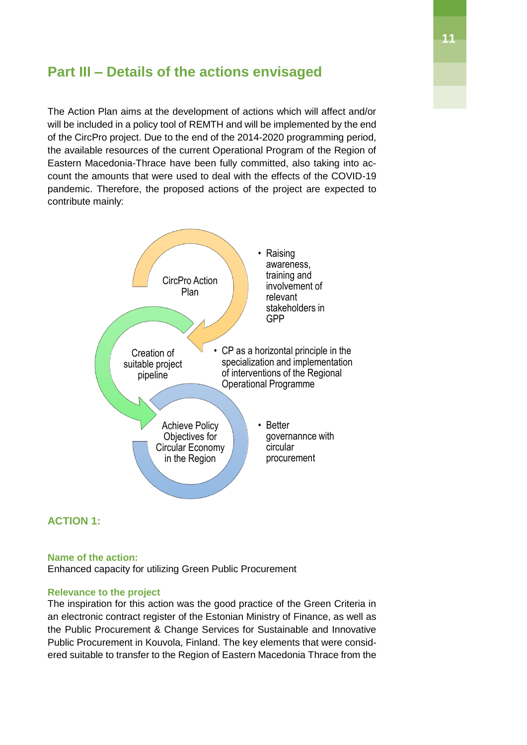## Part III – Details of the actions envisaged

The Action Plan aims at the development of actions which will affect and/or will be included in a policy tool of REMTH and will be implemented by the end of the CircPro project. Due to the end of the 2014-2020 programming period, the available resources of the current Operational Program of the Region of Eastern Macedonia-Thrace have been fully committed, also taking into account the amounts that were used to deal with the effects of the COVID-19 pandemic. Therefore, the proposed actions of the project are expected to contribute mainly:

CircPro Action Plan

- Raising awareness, training and involvement of relevant stakeholders in GPP

Creation of suitable project pipeline

- CP as a horizontal principle in the specialization and implementation of interventions of the Regional Operational Programme

Achieve Policy Objectives for Circular Economy in the Region

- Better governannce with circular procurement

### ACTION 1:

**Name of the action:**
Enhanced capacity for utilizing Green Public Procurement

**Relevance to the project**
The inspiration for this action was the good practice of the Green Criteria in an electronic contract register of the Estonian Ministry of Finance, as well as the Public Procurement & Change Services for Sustainable and Innovative Public Procurement in Kouvola, Finland. The key elements that were considered suitable to transfer to the Region of Eastern Macedonia Thrace from the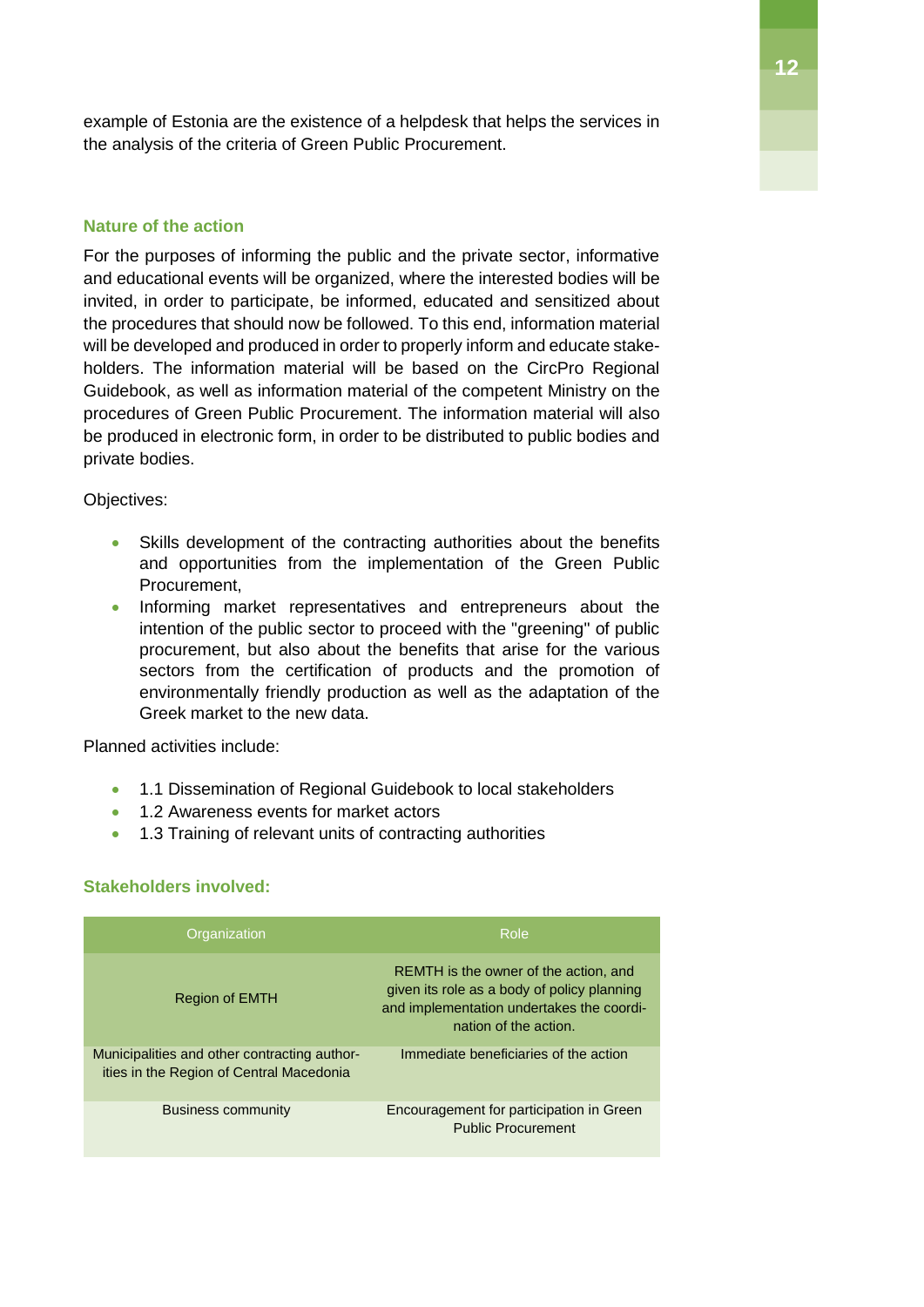example of Estonia are the existence of a helpdesk that helps the services in the analysis of the criteria of Green Public Procurement.

### Nature of the action

For the purposes of informing the public and the private sector, informative and educational events will be organized, where the interested bodies will be invited, in order to participate, be informed, educated and sensitized about the procedures that should now be followed. To this end, information material will be developed and produced in order to properly inform and educate stakeholders. The information material will be based on the CircPro Regional Guidebook, as well as information material of the competent Ministry on the procedures of Green Public Procurement. The information material will also be produced in electronic form, in order to be distributed to public bodies and private bodies.

Objectives:

- Skills development of the contracting authorities about the benefits and opportunities from the implementation of the Green Public Procurement,
- Informing market representatives and entrepreneurs about the intention of the public sector to proceed with the "greening" of public procurement, but also about the benefits that arise for the various sectors from the certification of products and the promotion of environmentally friendly production as well as the adaptation of the Greek market to the new data.

Planned activities include:

- 1.1 Dissemination of Regional Guidebook to local stakeholders
- 1.2 Awareness events for market actors
- 1.3 Training of relevant units of contracting authorities

### Stakeholders involved:

| Organization | Role |
|---|---|
| Region of EMTH | REMTH is the owner of the action, and given its role as a body of policy planning and implementation undertakes the coordination of the action. |
| Municipalities and other contracting authorities in the Region of Central Macedonia | Immediate beneficiaries of the action |
| Business community | Encouragement for participation in Green Public Procurement |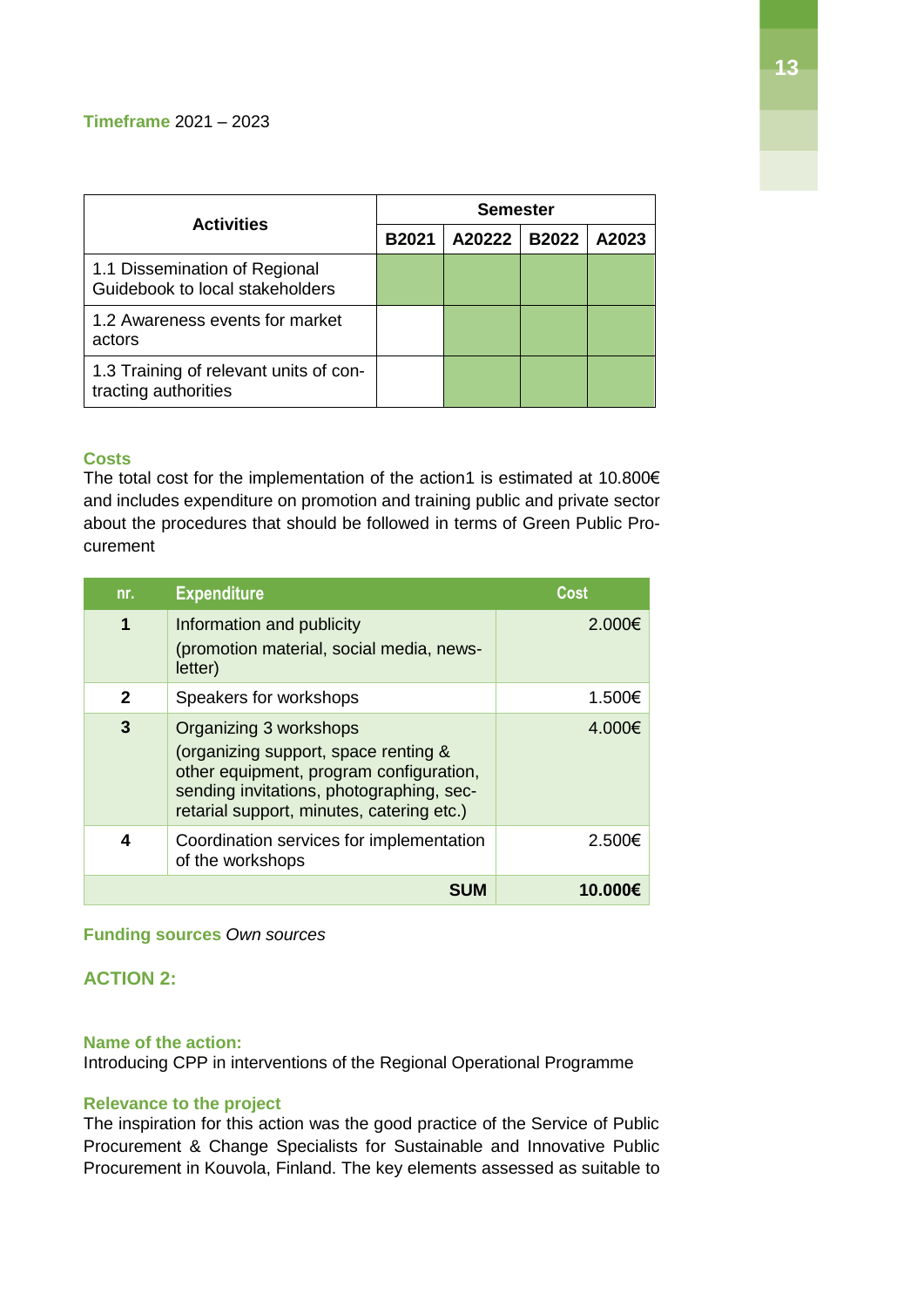**Timeframe** 2021 – 2023

| Activities | Semester | | | |
|---|---|---|---|---|
| | B2021 | A20222 | B2022 | A2023 |
| 1.1 Dissemination of Regional Guidebook to local stakeholders | ■ | ■ | ■ | ■ |
| 1.2 Awareness events for market actors | | ■ | ■ | ■ |
| 1.3 Training of relevant units of contracting authorities | | ■ | ■ | ■ |

**Costs**

The total cost for the implementation of the action1 is estimated at 10.800€ and includes expenditure on promotion and training public and private sector about the procedures that should be followed in terms of Green Public Procurement

| nr. | Expenditure | Cost |
|---|---|---|
| **1** | Information and publicity<br>(promotion material, social media, newsletter) | 2.000€ |
| **2** | Speakers for workshops | 1.500€ |
| **3** | Organizing 3 workshops<br>(organizing support, space renting & other equipment, program configuration, sending invitations, photographing, secretarial support, minutes, catering etc.) | 4.000€ |
| **4** | Coordination services for implementation of the workshops | 2.500€ |
| | **SUM** | **10.000€** |

**Funding sources** *Own sources*

## ACTION 2:

**Name of the action:**

Introducing CPP in interventions of the Regional Operational Programme

**Relevance to the project**

The inspiration for this action was the good practice of the Service of Public Procurement & Change Specialists for Sustainable and Innovative Public Procurement in Kouvola, Finland. The key elements assessed as suitable to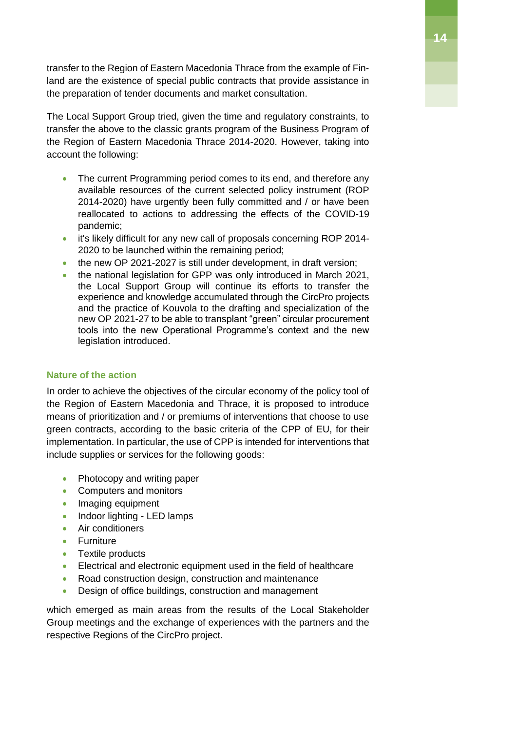transfer to the Region of Eastern Macedonia Thrace from the example of Finland are the existence of special public contracts that provide assistance in the preparation of tender documents and market consultation.

The Local Support Group tried, given the time and regulatory constraints, to transfer the above to the classic grants program of the Business Program of the Region of Eastern Macedonia Thrace 2014-2020. However, taking into account the following:

- The current Programming period comes to its end, and therefore any available resources of the current selected policy instrument (ROP 2014-2020) have urgently been fully committed and / or have been reallocated to actions to addressing the effects of the COVID-19 pandemic;
- it's likely difficult for any new call of proposals concerning ROP 2014-2020 to be launched within the remaining period;
- the new OP 2021-2027 is still under development, in draft version;
- the national legislation for GPP was only introduced in March 2021, the Local Support Group will continue its efforts to transfer the experience and knowledge accumulated through the CircPro projects and the practice of Kouvola to the drafting and specialization of the new OP 2021-27 to be able to transplant "green" circular procurement tools into the new Operational Programme's context and the new legislation introduced.

### Nature of the action

In order to achieve the objectives of the circular economy of the policy tool of the Region of Eastern Macedonia and Thrace, it is proposed to introduce means of prioritization and / or premiums of interventions that choose to use green contracts, according to the basic criteria of the CPP of EU, for their implementation. In particular, the use of CPP is intended for interventions that include supplies or services for the following goods:

- Photocopy and writing paper
- Computers and monitors
- Imaging equipment
- Indoor lighting - LED lamps
- Air conditioners
- Furniture
- Textile products
- Electrical and electronic equipment used in the field of healthcare
- Road construction design, construction and maintenance
- Design of office buildings, construction and management

which emerged as main areas from the results of the Local Stakeholder Group meetings and the exchange of experiences with the partners and the respective Regions of the CircPro project.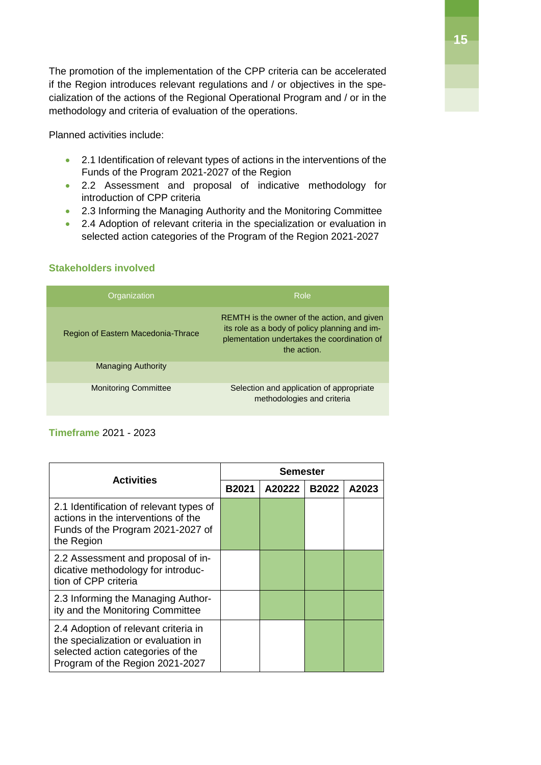The promotion of the implementation of the CPP criteria can be accelerated if the Region introduces relevant regulations and / or objectives in the specialization of the actions of the Regional Operational Program and / or in the methodology and criteria of evaluation of the operations.

Planned activities include:

- 2.1 Identification of relevant types of actions in the interventions of the Funds of the Program 2021-2027 of the Region
- 2.2 Assessment and proposal of indicative methodology for introduction of CPP criteria
- 2.3 Informing the Managing Authority and the Monitoring Committee
- 2.4 Adoption of relevant criteria in the specialization or evaluation in selected action categories of the Program of the Region 2021-2027

### Stakeholders involved

| Organization | Role |
|---|---|
| Region of Eastern Macedonia-Thrace | REMTH is the owner of the action, and given its role as a body of policy planning and implementation undertakes the coordination of the action. |
| Managing Authority | |
| Monitoring Committee | Selection and application of appropriate methodologies and criteria |

**Timeframe** 2021 - 2023

| Activities | Semester | | | |
|---|---|---|---|---|
| | B2021 | A20222 | B2022 | A2023 |
| 2.1 Identification of relevant types of actions in the interventions of the Funds of the Program 2021-2027 of the Region | ■ | ■ | | |
| 2.2 Assessment and proposal of indicative methodology for introduction of CPP criteria | | ■ | ■ | ■ |
| 2.3 Informing the Managing Authority and the Monitoring Committee | | ■ | ■ | ■ |
| 2.4 Adoption of relevant criteria in the specialization or evaluation in selected action categories of the Program of the Region 2021-2027 | | | ■ | ■ |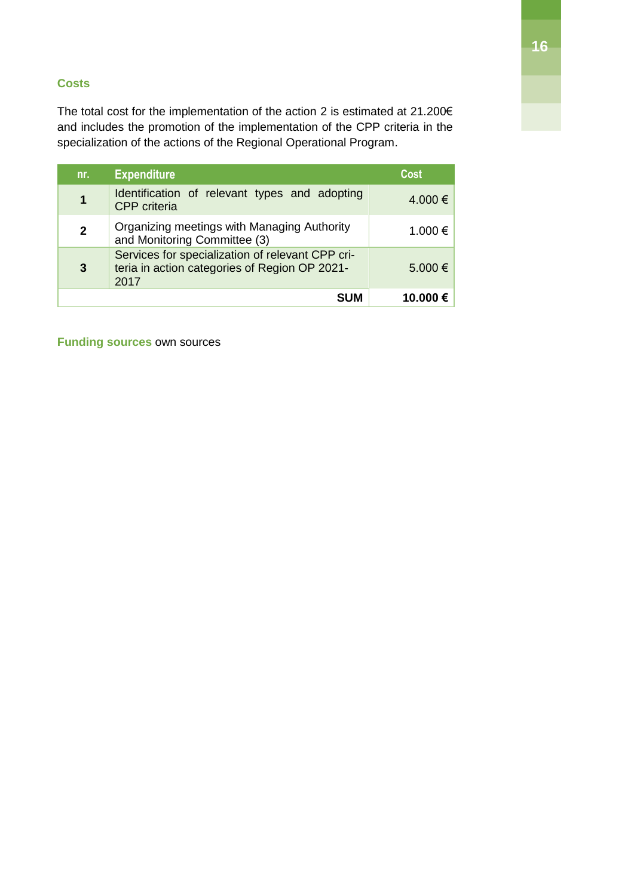### Costs

The total cost for the implementation of the action 2 is estimated at 21.200€ and includes the promotion of the implementation of the CPP criteria in the specialization of the actions of the Regional Operational Program.

| nr. | Expenditure | Cost |
|---|---|---|
| **1** | Identification of relevant types and adopting CPP criteria | 4.000 € |
| **2** | Organizing meetings with Managing Authority and Monitoring Committee (3) | 1.000 € |
| **3** | Services for specialization of relevant CPP criteria in action categories of Region OP 2021-2017 | 5.000 € |
| | **SUM** | **10.000 €** |

**Funding sources** own sources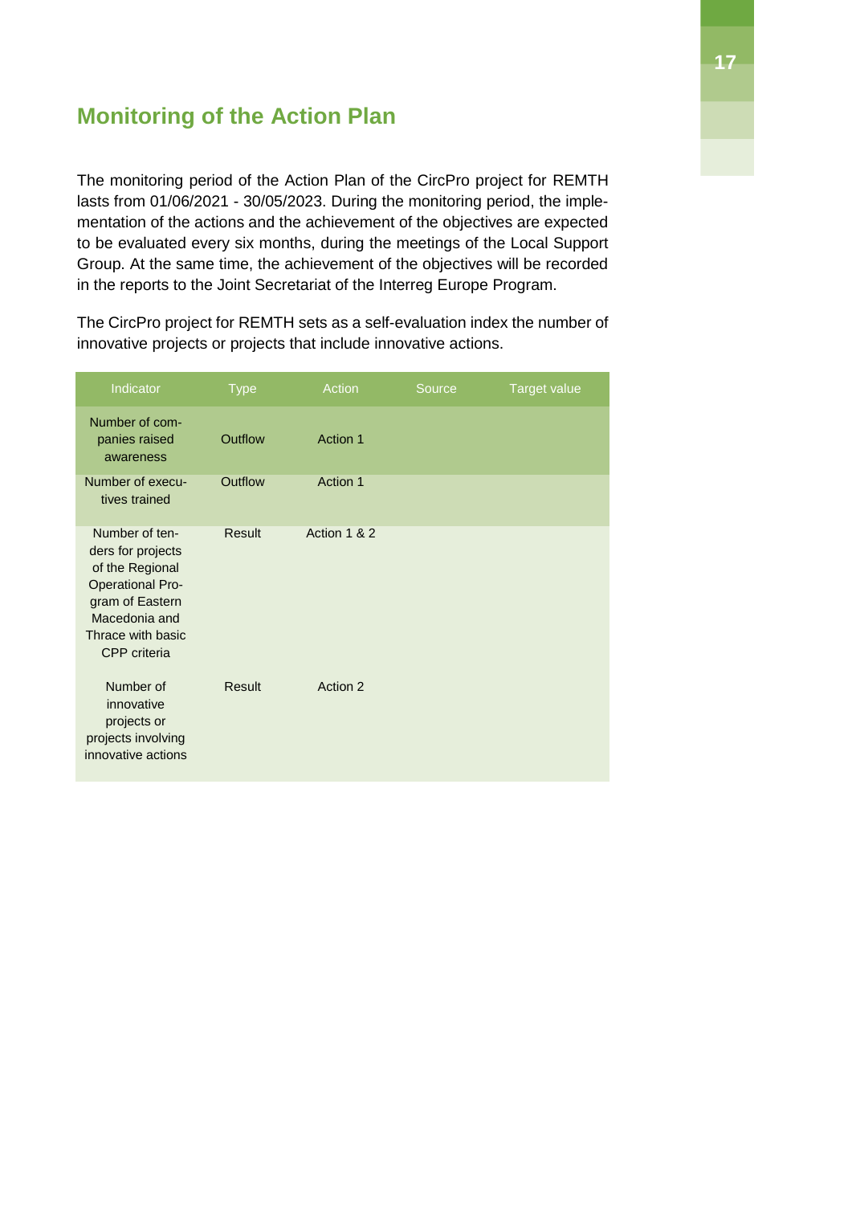## Monitoring of the Action Plan

The monitoring period of the Action Plan of the CircPro project for REMTH lasts from 01/06/2021 - 30/05/2023. During the monitoring period, the implementation of the actions and the achievement of the objectives are expected to be evaluated every six months, during the meetings of the Local Support Group. At the same time, the achievement of the objectives will be recorded in the reports to the Joint Secretariat of the Interreg Europe Program.

The CircPro project for REMTH sets as a self-evaluation index the number of innovative projects or projects that include innovative actions.

| Indicator | Type | Action | Source | Target value |
| --- | --- | --- | --- | --- |
| Number of companies raised awareness | Outflow | Action 1 | | |
| Number of executives trained | Outflow | Action 1 | | |
| Number of tenders for projects of the Regional Operational Program of Eastern Macedonia and Thrace with basic CPP criteria | Result | Action 1 & 2 | | |
| Number of innovative projects or projects involving innovative actions | Result | Action 2 | | |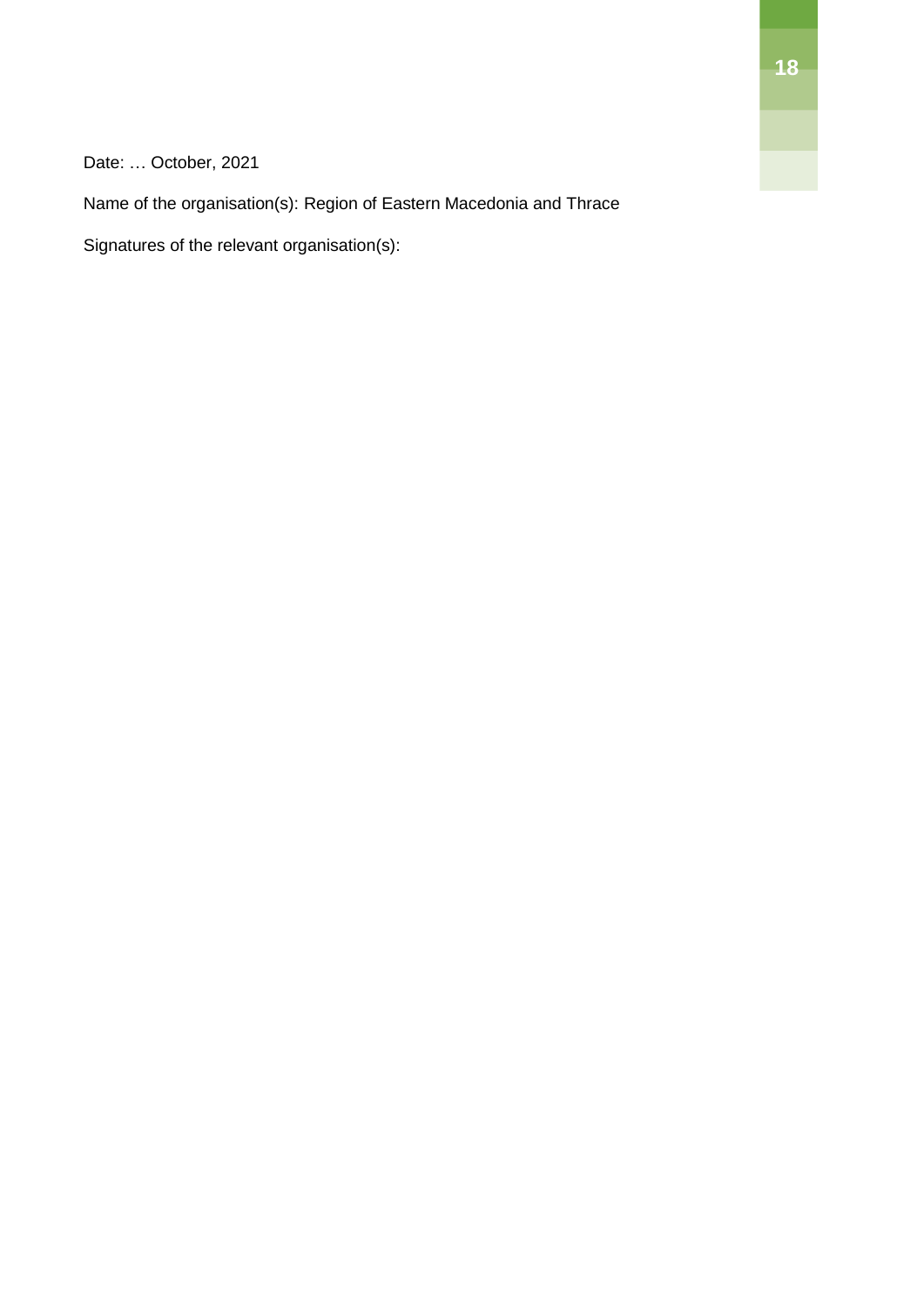Date: … October, 2021

Name of the organisation(s): Region of Eastern Macedonia and Thrace

Signatures of the relevant organisation(s):